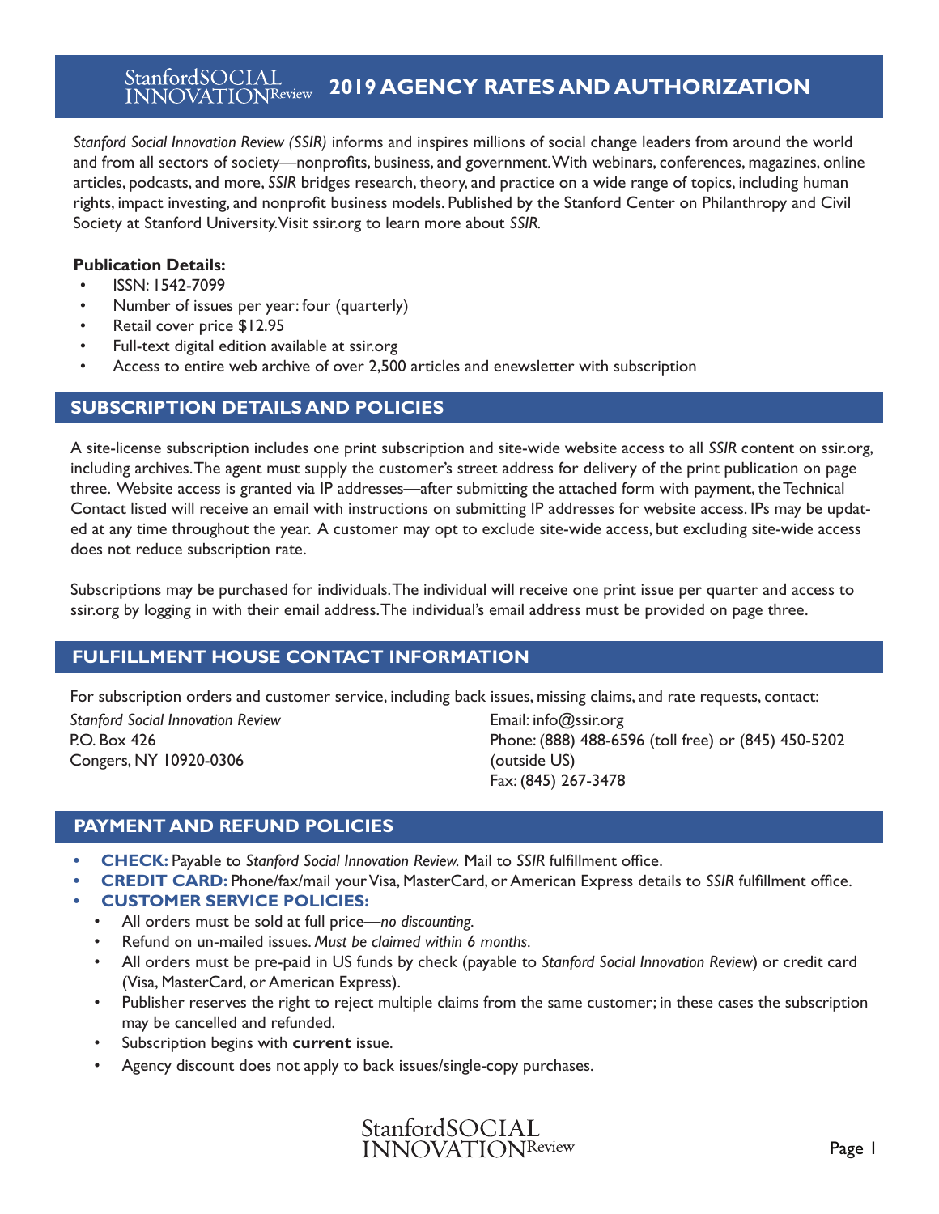# Stanford SOCIAL INNOVATION Review 2019 AGENCY RATES AND AUTHORIZATION

*Stanford Social Innovation Review (SSIR)* informs and inspires millions of social change leaders from around the world and from all sectors of society—nonprofits, business, and government. With webinars, conferences, magazines, online articles, podcasts, and more, *SSIR* bridges research, theory, and practice on a wide range of topics, including human rights, impact investing, and nonprofit business models. Published by the Stanford Center on Philanthropy and Civil Society at Stanford University. Visit ssir.org to learn more about *SSIR*.

**Publication Details:**

- ISSN: 1542-7099
- Number of issues per year: four (quarterly)
- Retail cover price $12.95
- Full-text digital edition available at ssir.org
- Access to entire web archive of over 2,500 articles and enewsletter with subscription

## SUBSCRIPTION DETAILS AND POLICIES

A site-license subscription includes one print subscription and site-wide website access to all *SSIR* content on ssir.org, including archives. The agent must supply the customer's street address for delivery of the print publication on page three. Website access is granted via IP addresses—after submitting the attached form with payment, the Technical Contact listed will receive an email with instructions on submitting IP addresses for website access. IPs may be updated at any time throughout the year. A customer may opt to exclude site-wide access, but excluding site-wide access does not reduce subscription rate.

Subscriptions may be purchased for individuals. The individual will receive one print issue per quarter and access to ssir.org by logging in with their email address. The individual's email address must be provided on page three.

## FULFILLMENT HOUSE CONTACT INFORMATION

For subscription orders and customer service, including back issues, missing claims, and rate requests, contact:

*Stanford Social Innovation Review*
P.O. Box 426
Congers, NY 10920-0306

Email: info@ssir.org
Phone: (888) 488-6596 (toll free) or (845) 450-5202 (outside US)
Fax: (845) 267-3478

## PAYMENT AND REFUND POLICIES

- **CHECK:** Payable to *Stanford Social Innovation Review.* Mail to *SSIR* fulfillment office.
- **CREDIT CARD:** Phone/fax/mail your Visa, MasterCard, or American Express details to *SSIR* fulfillment office.
- **CUSTOMER SERVICE POLICIES:**
  - All orders must be sold at full price—*no discounting*.
  - Refund on un-mailed issues. *Must be claimed within 6 months*.
  - All orders must be pre-paid in US funds by check (payable to *Stanford Social Innovation Review*) or credit card (Visa, MasterCard, or American Express).
  - Publisher reserves the right to reject multiple claims from the same customer; in these cases the subscription may be cancelled and refunded.
  - Subscription begins with **current** issue.
  - Agency discount does not apply to back issues/single-copy purchases.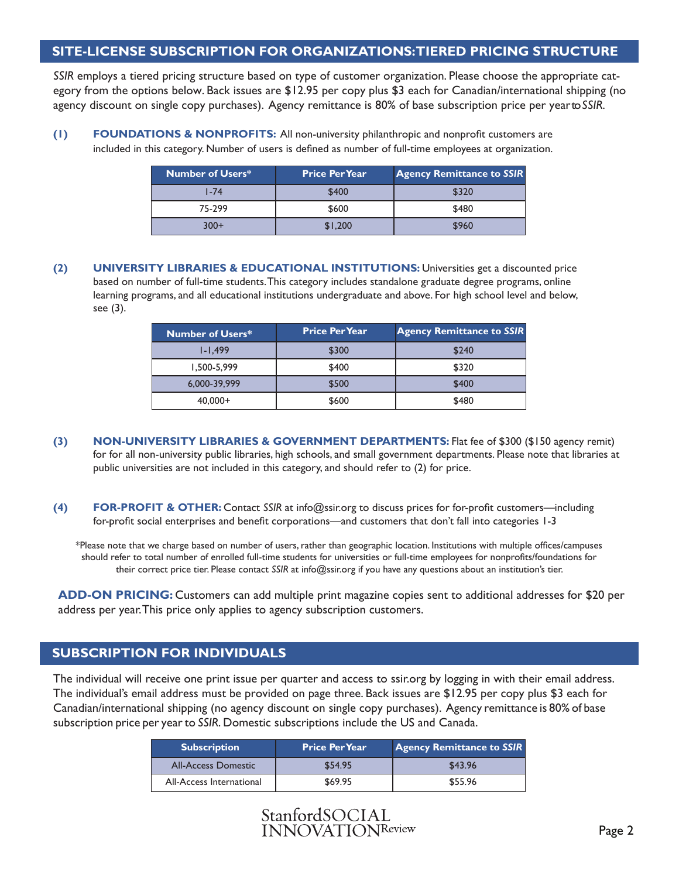## SITE-LICENSE SUBSCRIPTION FOR ORGANIZATIONS: TIERED PRICING STRUCTURE

*SSIR* employs a tiered pricing structure based on type of customer organization. Please choose the appropriate category from the options below. Back issues are $12.95 per copy plus $3 each for Canadian/international shipping (no agency discount on single copy purchases). Agency remittance is 80% of base subscription price per year to *SSIR*.

**(1) FOUNDATIONS & NONPROFITS:** All non-university philanthropic and nonprofit customers are included in this category. Number of users is defined as number of full-time employees at organization.

| Number of Users* | Price Per Year | Agency Remittance to *SSIR* |
|---|---|---|
| 1-74 | $400 | $320 |
| 75-299 | $600 | $480 |
| 300+ | $1,200 | $960 |

**(2) UNIVERSITY LIBRARIES & EDUCATIONAL INSTITUTIONS:** Universities get a discounted price based on number of full-time students. This category includes standalone graduate degree programs, online learning programs, and all educational institutions undergraduate and above. For high school level and below, see (3).

| Number of Users* | Price Per Year | Agency Remittance to *SSIR* |
|---|---|---|
| 1-1,499 | $300 | $240 |
| 1,500-5,999 | $400 | $320 |
| 6,000-39,999 | $500 | $400 |
| 40,000+ | $600 | $480 |

**(3) NON-UNIVERSITY LIBRARIES & GOVERNMENT DEPARTMENTS:** Flat fee of $300 ($150 agency remit) for for all non-university public libraries, high schools, and small government departments. Please note that libraries at public universities are not included in this category, and should refer to (2) for price.

**(4) FOR-PROFIT & OTHER:** Contact *SSIR* at info@ssir.org to discuss prices for for-profit customers—including for-profit social enterprises and benefit corporations—and customers that don't fall into categories 1-3

*Please note that we charge based on number of users, rather than geographic location. Institutions with multiple offices/campuses should refer to total number of enrolled full-time students for universities or full-time employees for nonprofits/foundations for their correct price tier. Please contact *SSIR* at info@ssir.org if you have any questions about an institution's tier.

**ADD-ON PRICING:** Customers can add multiple print magazine copies sent to additional addresses for $20 per address per year. This price only applies to agency subscription customers.

## SUBSCRIPTION FOR INDIVIDUALS

The individual will receive one print issue per quarter and access to ssir.org by logging in with their email address. The individual's email address must be provided on page three. Back issues are $12.95 per copy plus $3 each for Canadian/international shipping (no agency discount on single copy purchases). Agency remittance is 80% of base subscription price per year to *SSIR*. Domestic subscriptions include the US and Canada.

| Subscription | Price Per Year | Agency Remittance to *SSIR* |
|---|---|---|
| All-Access Domestic | $54.95 | $43.96 |
| All-Access International | $69.95 | $55.96 |

Stanford SOCIAL INNOVATION Review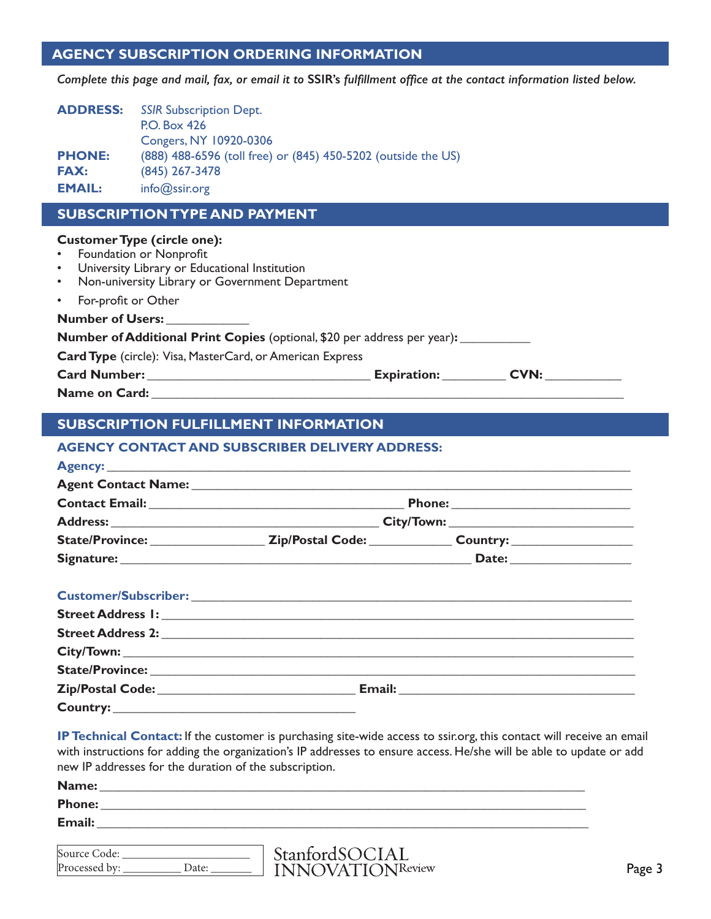## AGENCY SUBSCRIPTION ORDERING INFORMATION

*Complete this page and mail, fax, or email it to* SSIR's *fulfillment office at the contact information listed below.*

**ADDRESS:** *SSIR* Subscription Dept.
P.O. Box 426
Congers, NY 10920-0306

**PHONE:** (888) 488-6596 (toll free) or (845) 450-5202 (outside the US)

**FAX:** (845) 267-3478

**EMAIL:** info@ssir.org

## SUBSCRIPTION TYPE AND PAYMENT

**Customer Type (circle one):**

- Foundation or Nonprofit
- University Library or Educational Institution
- Non-university Library or Government Department
- For-profit or Other

**Number of Users:** ____________

**Number of Additional Print Copies** (optional, $20 per address per year)**:** __________

**Card Type** (circle): Visa, MasterCard, or American Express

**Card Number:** ________________________________ **Expiration:** _________ **CVN:** ___________

**Name on Card:** ____________________________________________________________________

## SUBSCRIPTION FULFILLMENT INFORMATION

### AGENCY CONTACT AND SUBSCRIBER DELIVERY ADDRESS:

**Agency:** ________________________________________________________________________

**Agent Contact Name:** _____________________________________________________________

**Contact Email:** _____________________________________ **Phone:** __________________________

**Address:** _______________________________________ **City/Town:** ___________________________

**State/Province:** ________________ **Zip/Postal Code:** ____________ **Country:** _________________

**Signature:** ____________________________________________________ **Date:** _________________

**Customer/Subscriber:** _____________________________________________________________

**Street Address 1:** ________________________________________________________________

**Street Address 2:** ________________________________________________________________

**City/Town:** _____________________________________________________________________

**State/Province:** _________________________________________________________________

**Zip/Postal Code:** ____________________________ **Email:** ___________________________________

**Country:** __________________________________

**IP Technical Contact:** If the customer is purchasing site-wide access to ssir.org, this contact will receive an email with instructions for adding the organization's IP addresses to ensure access. He/she will be able to update or add new IP addresses for the duration of the subscription.

**Name:** _______________________________________________________________________

**Phone:** _______________________________________________________________________

**Email:** _______________________________________________________________________

Source Code: ____________________
Processed by: __________ Date: _______

Stanford SOCIAL INNOVATION Review